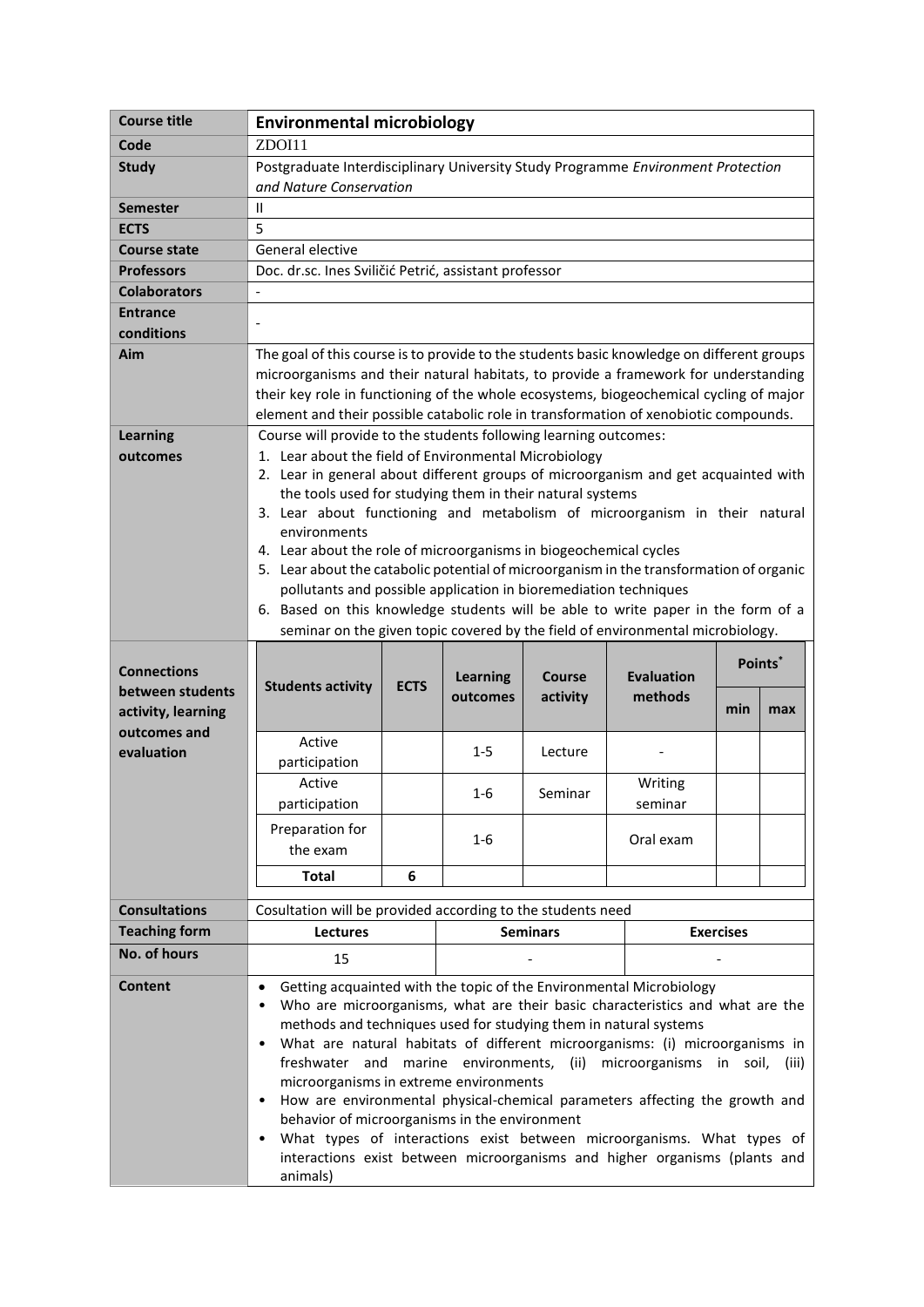| Course title | **Environmental microbiology** |
|---|---|
| Code | ZDOI11 |
| Study | Postgraduate Interdisciplinary University Study Programme *Environment Protection and Nature Conservation* |
| Semester | II |
| ECTS | 5 |
| Course state | General elective |
| Professors | Doc. dr.sc. Ines Sviličić Petrić, assistant professor |
| Colaborators | - |
| Entrance conditions | - |
| Aim | The goal of this course is to provide to the students basic knowledge on different groups microorganisms and their natural habitats, to provide a framework for understanding their key role in functioning of the whole ecosystems, biogeochemical cycling of major element and their possible catabolic role in transformation of xenobiotic compounds. |
| Learning outcomes | Course will provide to the students following learning outcomes:<br>1. Lear about the field of Environmental Microbiology<br>2. Lear in general about different groups of microorganism and get acquainted with the tools used for studying them in their natural systems<br>3. Lear about functioning and metabolism of microorganism in their natural environments<br>4. Lear about the role of microorganisms in biogeochemical cycles<br>5. Lear about the catabolic potential of microorganism in the transformation of organic pollutants and possible application in bioremediation techniques<br>6. Based on this knowledge students will be able to write paper in the form of a seminar on the given topic covered by the field of environmental microbiology. |

**Connections between students activity, learning outcomes and evaluation**

| Students activity | ECTS | Learning outcomes | Course activity | Evaluation methods | Points* | |
|---|---|---|---|---|---|---|
| | | | | | min | max |
| Active participation | | 1-5 | Lecture | - | | |
| Active participation | | 1-6 | Seminar | Writing seminar | | |
| Preparation for the exam | | 1-6 | | Oral exam | | |
| **Total** | 6 | | | | | |

| Consultations | Cosultation will be provided according to the students need | | |
|---|---|---|---|
| Teaching form | **Lectures** | **Seminars** | **Exercises** |
| No. of hours | 15 | - | - |
| Content | • Getting acquainted with the topic of the Environmental Microbiology<br>• Who are microorganisms, what are their basic characteristics and what are the methods and techniques used for studying them in natural systems<br>• What are natural habitats of different microorganisms: (i) microorganisms in freshwater and marine environments, (ii) microorganisms in soil, (iii) microorganisms in extreme environments<br>• How are environmental physical-chemical parameters affecting the growth and behavior of microorganisms in the environment<br>• What types of interactions exist between microorganisms. What types of interactions exist between microorganisms and higher organisms (plants and animals) | | |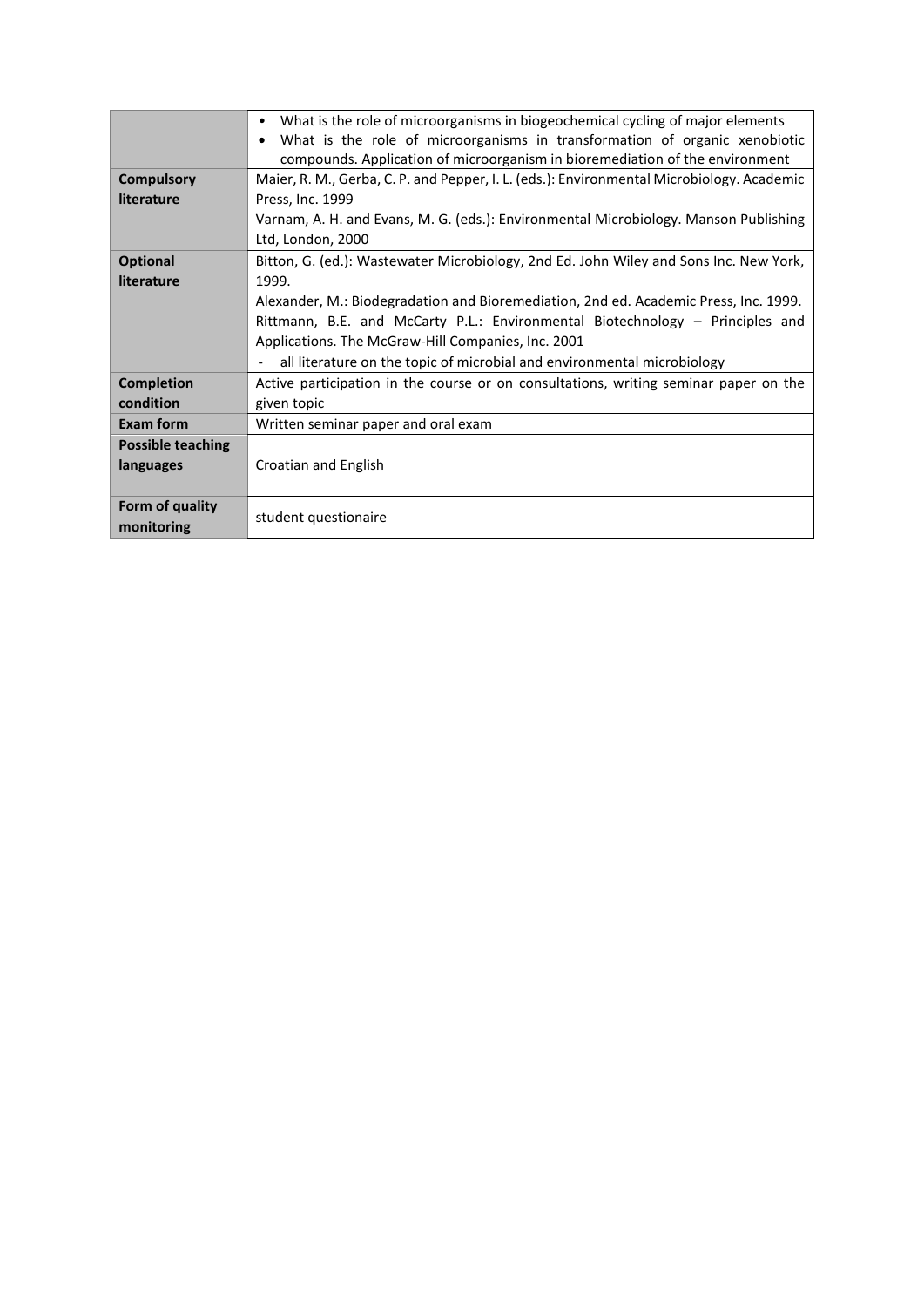| | |
|---|---|
| | • What is the role of microorganisms in biogeochemical cycling of major elements<br>• What is the role of microorganisms in transformation of organic xenobiotic compounds. Application of microorganism in bioremediation of the environment |
| **Compulsory literature** | Maier, R. M., Gerba, C. P. and Pepper, I. L. (eds.): Environmental Microbiology. Academic Press, Inc. 1999<br>Varnam, A. H. and Evans, M. G. (eds.): Environmental Microbiology. Manson Publishing Ltd, London, 2000 |
| **Optional literature** | Bitton, G. (ed.): Wastewater Microbiology, 2nd Ed. John Wiley and Sons Inc. New York, 1999.<br>Alexander, M.: Biodegradation and Bioremediation, 2nd ed. Academic Press, Inc. 1999.<br>Rittmann, B.E. and McCarty P.L.: Environmental Biotechnology – Principles and Applications. The McGraw-Hill Companies, Inc. 2001<br>- all literature on the topic of microbial and environmental microbiology |
| **Completion condition** | Active participation in the course or on consultations, writing seminar paper on the given topic |
| **Exam form** | Written seminar paper and oral exam |
| **Possible teaching languages** | Croatian and English |
| **Form of quality monitoring** | student questionaire |